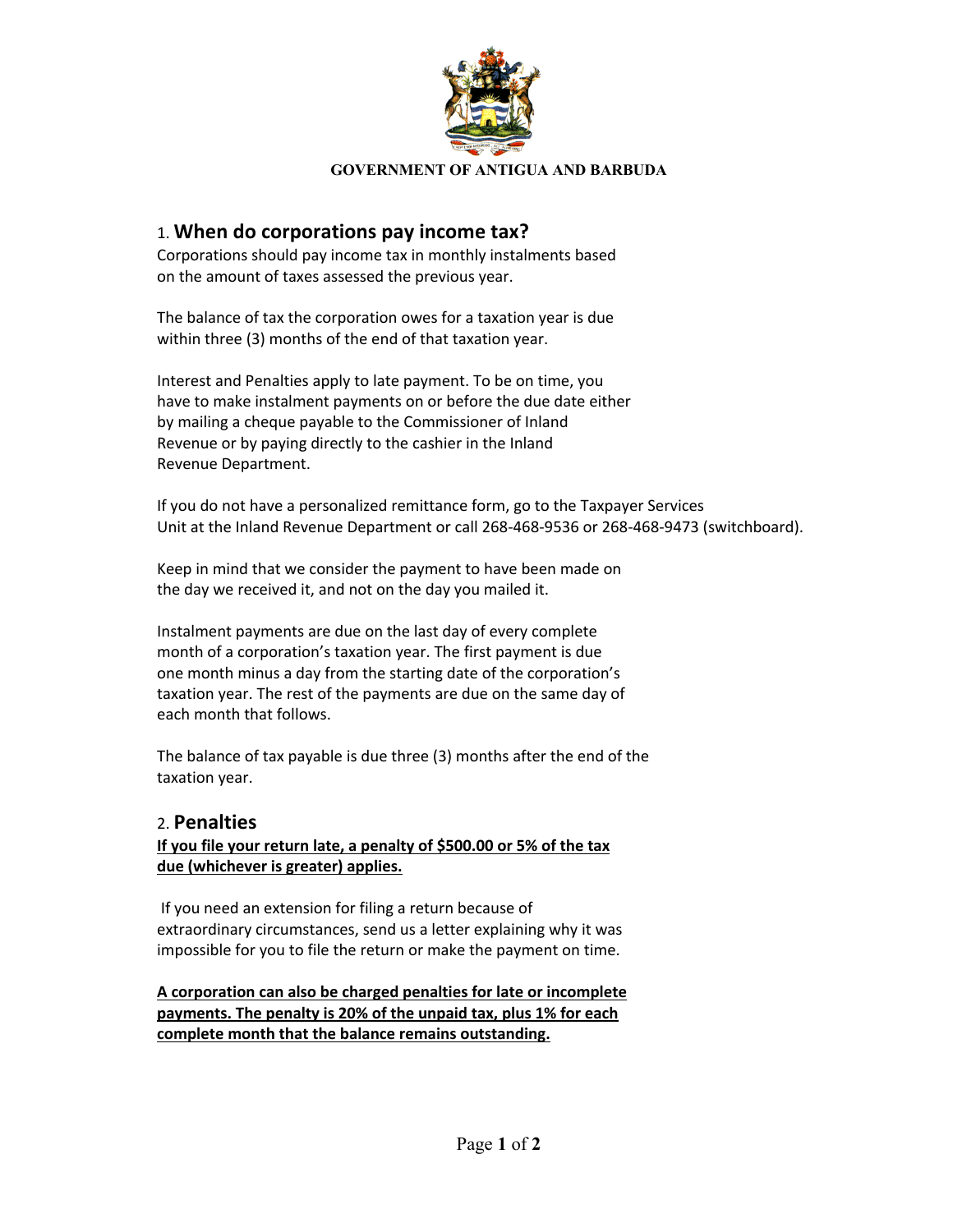**GOVERNMENT OF ANTIGUA AND BARBUDA**

## 1. When do corporations pay income tax?

Corporations should pay income tax in monthly instalments based on the amount of taxes assessed the previous year.

The balance of tax the corporation owes for a taxation year is due within three (3) months of the end of that taxation year.

Interest and Penalties apply to late payment. To be on time, you have to make instalment payments on or before the due date either by mailing a cheque payable to the Commissioner of Inland Revenue or by paying directly to the cashier in the Inland Revenue Department.

If you do not have a personalized remittance form, go to the Taxpayer Services Unit at the Inland Revenue Department or call 268-468-9536 or 268-468-9473 (switchboard).

Keep in mind that we consider the payment to have been made on the day we received it, and not on the day you mailed it.

Instalment payments are due on the last day of every complete month of a corporation's taxation year. The first payment is due one month minus a day from the starting date of the corporation's taxation year. The rest of the payments are due on the same day of each month that follows.

The balance of tax payable is due three (3) months after the end of the taxation year.

## 2. Penalties

**If you file your return late, a penalty of $500.00 or 5% of the tax due (whichever is greater) applies.**

If you need an extension for filing a return because of extraordinary circumstances, send us a letter explaining why it was impossible for you to file the return or make the payment on time.

**A corporation can also be charged penalties for late or incomplete payments. The penalty is 20% of the unpaid tax, plus 1% for each complete month that the balance remains outstanding.**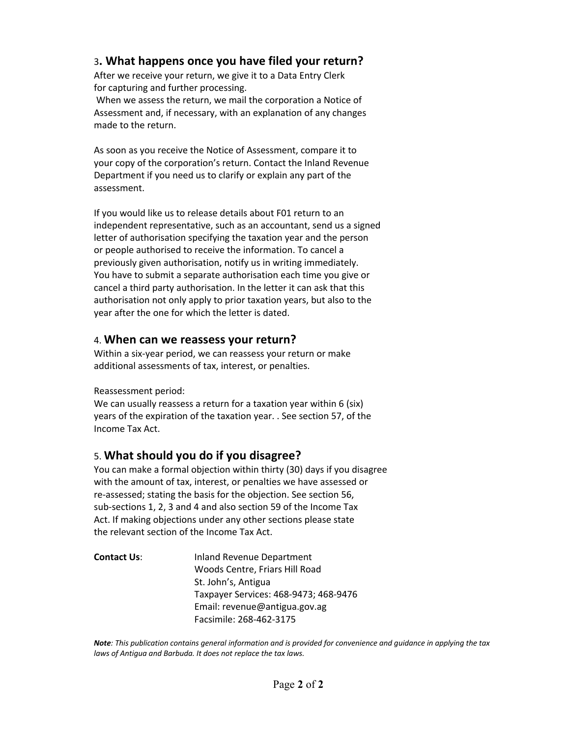## 3. What happens once you have filed your return?

After we receive your return, we give it to a Data Entry Clerk for capturing and further processing.

When we assess the return, we mail the corporation a Notice of Assessment and, if necessary, with an explanation of any changes made to the return.

As soon as you receive the Notice of Assessment, compare it to your copy of the corporation's return. Contact the Inland Revenue Department if you need us to clarify or explain any part of the assessment.

If you would like us to release details about F01 return to an independent representative, such as an accountant, send us a signed letter of authorisation specifying the taxation year and the person or people authorised to receive the information. To cancel a previously given authorisation, notify us in writing immediately. You have to submit a separate authorisation each time you give or cancel a third party authorisation. In the letter it can ask that this authorisation not only apply to prior taxation years, but also to the year after the one for which the letter is dated.

## 4. When can we reassess your return?

Within a six-year period, we can reassess your return or make additional assessments of tax, interest, or penalties.

Reassessment period:
We can usually reassess a return for a taxation year within 6 (six) years of the expiration of the taxation year. . See section 57, of the Income Tax Act.

## 5. What should you do if you disagree?

You can make a formal objection within thirty (30) days if you disagree with the amount of tax, interest, or penalties we have assessed or re-assessed; stating the basis for the objection. See section 56, sub-sections 1, 2, 3 and 4 and also section 59 of the Income Tax Act. If making objections under any other sections please state the relevant section of the Income Tax Act.

**Contact Us**:

Inland Revenue Department
Woods Centre, Friars Hill Road
St. John's, Antigua
Taxpayer Services: 468-9473; 468-9476
Email: revenue@antigua.gov.ag
Facsimile: 268-462-3175

***Note****: This publication contains general information and is provided for convenience and guidance in applying the tax laws of Antigua and Barbuda. It does not replace the tax laws.*